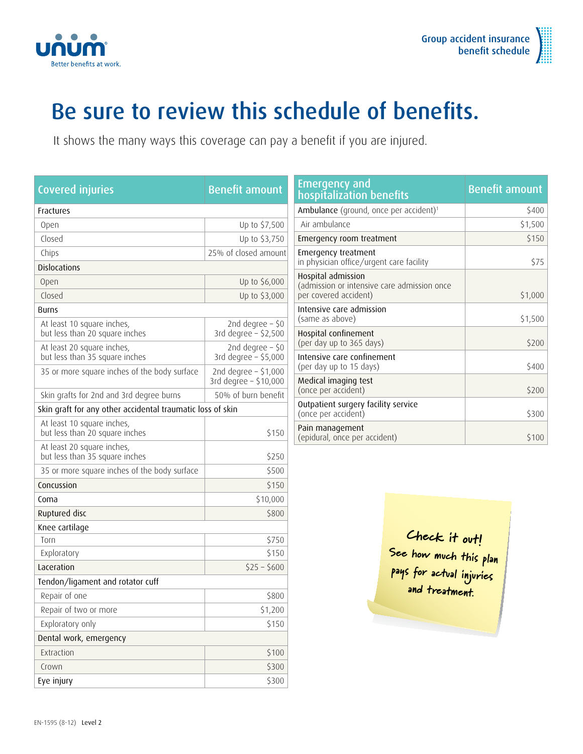unum
Better benefits at work.

Group accident insurance benefit schedule

# Be sure to review this schedule of benefits.

It shows the many ways this coverage can pay a benefit if you are injured.

| Covered injuries | Benefit amount |
|---|---|
| **Fractures** | |
| Open | Up to $7,500 |
| Closed | Up to $3,750 |
| Chips | 25% of closed amount |
| **Dislocations** | |
| Open | Up to $6,000 |
| Closed | Up to $3,000 |
| **Burns** | |
| At least 10 square inches, but less than 20 square inches | 2nd degree – $0<br>3rd degree – $2,500 |
| At least 20 square inches, but less than 35 square inches | 2nd degree – $0<br>3rd degree – $5,000 |
| 35 or more square inches of the body surface | 2nd degree – $1,000<br>3rd degree – $10,000 |
| Skin grafts for 2nd and 3rd degree burns | 50% of burn benefit |
| **Skin graft for any other accidental traumatic loss of skin** | |
| At least 10 square inches, but less than 20 square inches | $150 |
| At least 20 square inches, but less than 35 square inches | $250 |
| 35 or more square inches of the body surface | $500 |
| **Concussion** | $150 |
| **Coma** | $10,000 |
| **Ruptured disc** | $800 |
| **Knee cartilage** | |
| Torn | $750 |
| Exploratory | $150 |
| **Laceration** | $25 – $600 |
| **Tendon/ligament and rotator cuff** | |
| Repair of one | $800 |
| Repair of two or more | $1,200 |
| Exploratory only | $150 |
| **Dental work, emergency** | |
| Extraction | $100 |
| Crown | $300 |
| **Eye injury** | $300 |

| Emergency and hospitalization benefits | Benefit amount |
|---|---|
| Ambulance (ground, once per accident)[1] | $400 |
| Air ambulance | $1,500 |
| Emergency room treatment | $150 |
| Emergency treatment in physician office/urgent care facility | $75 |
| Hospital admission (admission or intensive care admission once per covered accident) | $1,000 |
| Intensive care admission (same as above) | $1,500 |
| Hospital confinement (per day up to 365 days) | $200 |
| Intensive care confinement (per day up to 15 days) | $400 |
| Medical imaging test (once per accident) | $200 |
| Outpatient surgery facility service (once per accident) | $300 |
| Pain management (epidural, once per accident) | $100 |

Check it out! See how much this plan pays for actual injuries and treatment.

EN-1595 (8-12) Level 2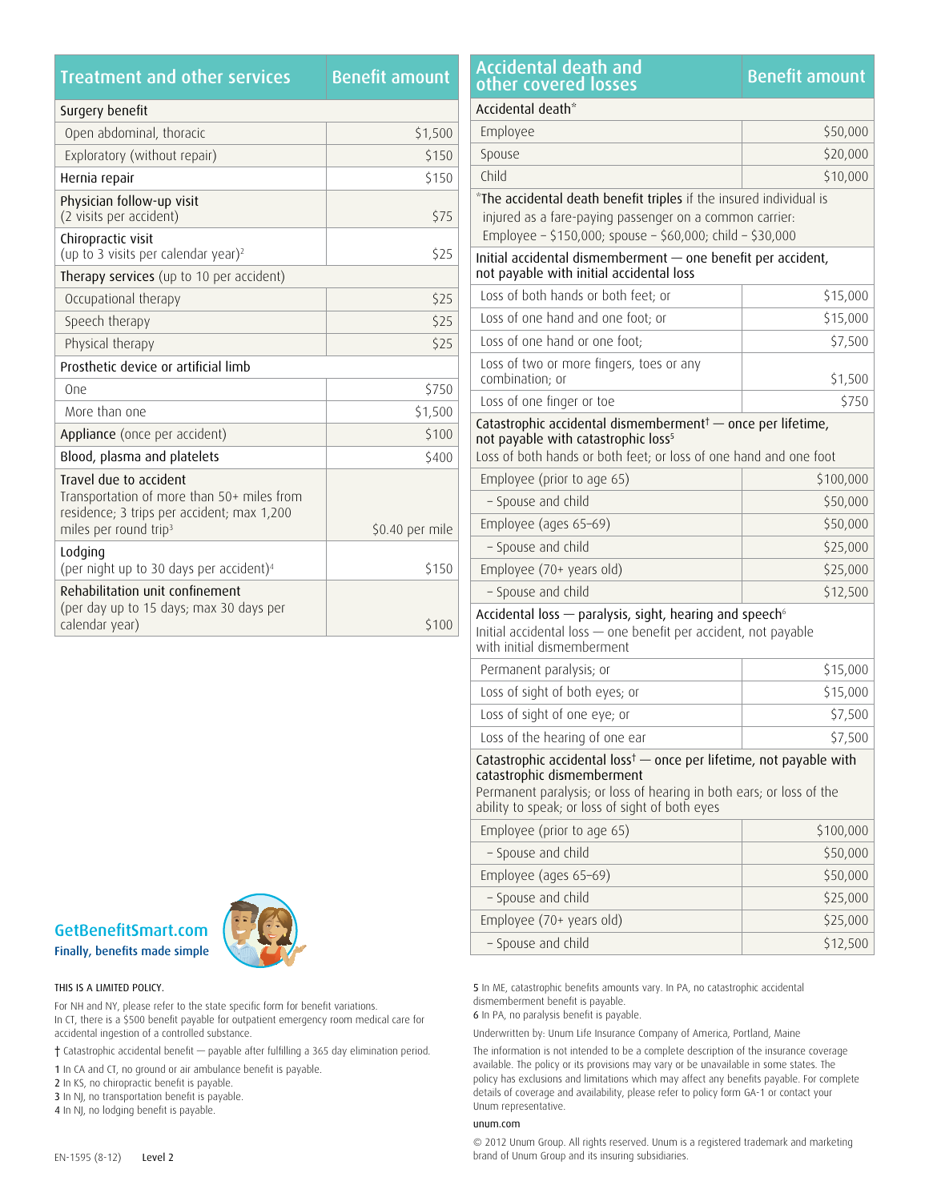| Treatment and other services | Benefit amount |
|---|---|
| Surgery benefit | |
| Open abdominal, thoracic | $1,500 |
| Exploratory (without repair) | $150 |
| Hernia repair | $150 |
| Physician follow-up visit (2 visits per accident) | $75 |
| Chiropractic visit (up to 3 visits per calendar year)[2] | $25 |
| Therapy services (up to 10 per accident) | |
| Occupational therapy | $25 |
| Speech therapy | $25 |
| Physical therapy | $25 |
| Prosthetic device or artificial limb | |
| One | $750 |
| More than one | $1,500 |
| Appliance (once per accident) | $100 |
| Blood, plasma and platelets | $400 |
| Travel due to accident Transportation of more than 50+ miles from residence; 3 trips per accident; max 1,200 miles per round trip[3] | $0.40 per mile |
| Lodging (per night up to 30 days per accident)[4] | $150 |
| Rehabilitation unit confinement (per day up to 15 days; max 30 days per calendar year) | $100 |

| Accidental death and other covered losses | Benefit amount |
|---|---|
| Accidental death* | |
| Employee | $50,000 |
| Spouse | $20,000 |
| Child | $10,000 |
| *The accidental death benefit triples if the insured individual is injured as a fare-paying passenger on a common carrier: Employee – $150,000; spouse – $60,000; child – $30,000 | |
| Initial accidental dismemberment — one benefit per accident, not payable with initial accidental loss | |
| Loss of both hands or both feet; or | $15,000 |
| Loss of one hand and one foot; or | $15,000 |
| Loss of one hand or one foot; | $7,500 |
| Loss of two or more fingers, toes or any combination; or | $1,500 |
| Loss of one finger or toe | $750 |
| Catastrophic accidental dismemberment† — once per lifetime, not payable with catastrophic loss[5] Loss of both hands or both feet; or loss of one hand and one foot | |
| Employee (prior to age 65) | $100,000 |
| – Spouse and child | $50,000 |
| Employee (ages 65–69) | $50,000 |
| – Spouse and child | $25,000 |
| Employee (70+ years old) | $25,000 |
| – Spouse and child | $12,500 |
| Accidental loss — paralysis, sight, hearing and speech[6] Initial accidental loss — one benefit per accident, not payable with initial dismemberment | |
| Permanent paralysis; or | $15,000 |
| Loss of sight of both eyes; or | $15,000 |
| Loss of sight of one eye; or | $7,500 |
| Loss of the hearing of one ear | $7,500 |
| Catastrophic accidental loss† — once per lifetime, not payable with catastrophic dismemberment Permanent paralysis; or loss of hearing in both ears; or loss of the ability to speak; or loss of sight of both eyes | |
| Employee (prior to age 65) | $100,000 |
| – Spouse and child | $50,000 |
| Employee (ages 65–69) | $50,000 |
| – Spouse and child | $25,000 |
| Employee (70+ years old) | $25,000 |
| – Spouse and child | $12,500 |

**GetBenefitSmart.com**
**Finally, benefits made simple**

THIS IS A LIMITED POLICY.

For NH and NY, please refer to the state specific form for benefit variations.
In CT, there is a $500 benefit payable for outpatient emergency room medical care for accidental ingestion of a controlled substance.

† Catastrophic accidental benefit — payable after fulfilling a 365 day elimination period.

1 In CA and CT, no ground or air ambulance benefit is payable.
2 In KS, no chiropractic benefit is payable.
3 In NJ, no transportation benefit is payable.
4 In NJ, no lodging benefit is payable.
5 In ME, catastrophic benefits amounts vary. In PA, no catastrophic accidental dismemberment benefit is payable.
6 In PA, no paralysis benefit is payable.

Underwritten by: Unum Life Insurance Company of America, Portland, Maine

The information is not intended to be a complete description of the insurance coverage available. The policy or its provisions may vary or be unavailable in some states. The policy has exclusions and limitations which may affect any benefits payable. For complete details of coverage and availability, please refer to policy form GA-1 or contact your Unum representative.

unum.com

© 2012 Unum Group. All rights reserved. Unum is a registered trademark and marketing brand of Unum Group and its insuring subsidiaries.

EN-1595 (8-12) Level 2